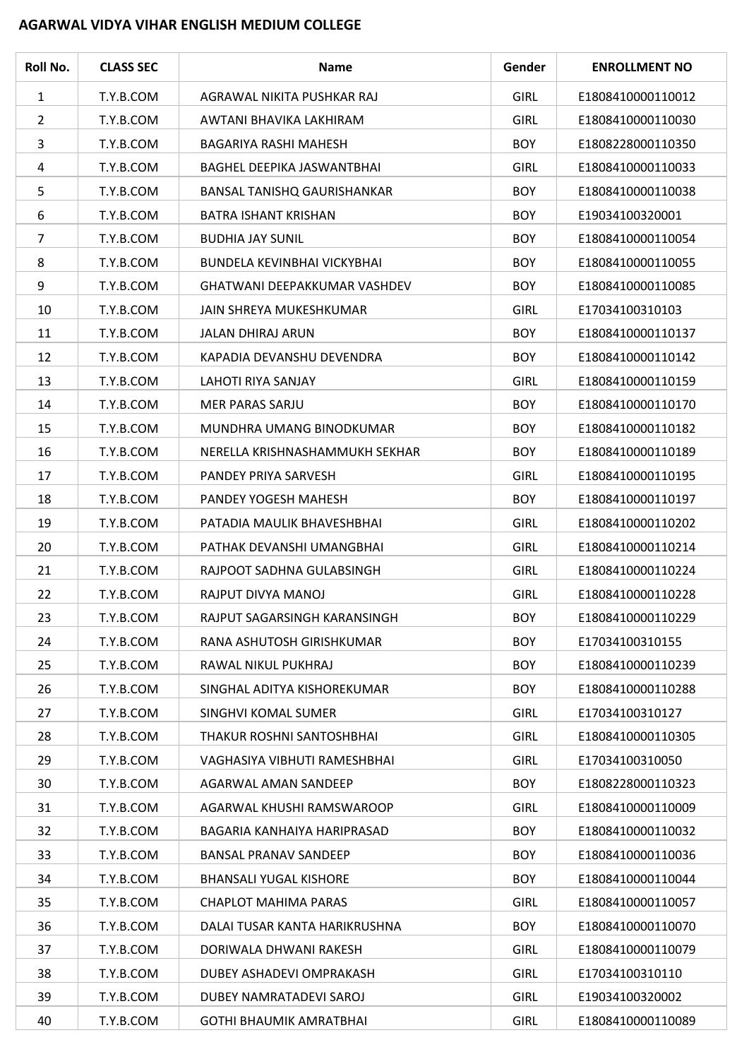## AGARWAL VIDYA VIHAR ENGLISH MEDIUM COLLEGE

| Roll No. | CLASS SEC | Name | Gender | ENROLLMENT NO |
|---|---|---|---|---|
| 1 | T.Y.B.COM | AGRAWAL NIKITA PUSHKAR RAJ | GIRL | E1808410000110012 |
| 2 | T.Y.B.COM | AWTANI BHAVIKA LAKHIRAM | GIRL | E1808410000110030 |
| 3 | T.Y.B.COM | BAGARIYA RASHI MAHESH | BOY | E1808228000110350 |
| 4 | T.Y.B.COM | BAGHEL DEEPIKA JASWANTBHAI | GIRL | E1808410000110033 |
| 5 | T.Y.B.COM | BANSAL TANISHQ GAURISHANKAR | BOY | E1808410000110038 |
| 6 | T.Y.B.COM | BATRA ISHANT KRISHAN | BOY | E19034100320001 |
| 7 | T.Y.B.COM | BUDHIA JAY SUNIL | BOY | E1808410000110054 |
| 8 | T.Y.B.COM | BUNDELA KEVINBHAI VICKYBHAI | BOY | E1808410000110055 |
| 9 | T.Y.B.COM | GHATWANI DEEPAKKUMAR VASHDEV | BOY | E1808410000110085 |
| 10 | T.Y.B.COM | JAIN SHREYA MUKESHKUMAR | GIRL | E17034100310103 |
| 11 | T.Y.B.COM | JALAN DHIRAJ ARUN | BOY | E1808410000110137 |
| 12 | T.Y.B.COM | KAPADIA DEVANSHU DEVENDRA | BOY | E1808410000110142 |
| 13 | T.Y.B.COM | LAHOTI RIYA SANJAY | GIRL | E1808410000110159 |
| 14 | T.Y.B.COM | MER PARAS SARJU | BOY | E1808410000110170 |
| 15 | T.Y.B.COM | MUNDHRA UMANG BINODKUMAR | BOY | E1808410000110182 |
| 16 | T.Y.B.COM | NERELLA KRISHNASHAMMUKH SEKHAR | BOY | E1808410000110189 |
| 17 | T.Y.B.COM | PANDEY PRIYA SARVESH | GIRL | E1808410000110195 |
| 18 | T.Y.B.COM | PANDEY YOGESH MAHESH | BOY | E1808410000110197 |
| 19 | T.Y.B.COM | PATADIA MAULIK BHAVESHBHAI | GIRL | E1808410000110202 |
| 20 | T.Y.B.COM | PATHAK DEVANSHI UMANGBHAI | GIRL | E1808410000110214 |
| 21 | T.Y.B.COM | RAJPOOT SADHNA GULABSINGH | GIRL | E1808410000110224 |
| 22 | T.Y.B.COM | RAJPUT DIVYA MANOJ | GIRL | E1808410000110228 |
| 23 | T.Y.B.COM | RAJPUT SAGARSINGH KARANSINGH | BOY | E1808410000110229 |
| 24 | T.Y.B.COM | RANA ASHUTOSH GIRISHKUMAR | BOY | E17034100310155 |
| 25 | T.Y.B.COM | RAWAL NIKUL PUKHRAJ | BOY | E1808410000110239 |
| 26 | T.Y.B.COM | SINGHAL ADITYA KISHOREKUMAR | BOY | E1808410000110288 |
| 27 | T.Y.B.COM | SINGHVI KOMAL SUMER | GIRL | E17034100310127 |
| 28 | T.Y.B.COM | THAKUR ROSHNI SANTOSHBHAI | GIRL | E1808410000110305 |
| 29 | T.Y.B.COM | VAGHASIYA VIBHUTI RAMESHBHAI | GIRL | E17034100310050 |
| 30 | T.Y.B.COM | AGARWAL AMAN SANDEEP | BOY | E1808228000110323 |
| 31 | T.Y.B.COM | AGARWAL KHUSHI RAMSWAROOP | GIRL | E1808410000110009 |
| 32 | T.Y.B.COM | BAGARIA KANHAIYA HARIPRASAD | BOY | E1808410000110032 |
| 33 | T.Y.B.COM | BANSAL PRANAV SANDEEP | BOY | E1808410000110036 |
| 34 | T.Y.B.COM | BHANSALI YUGAL KISHORE | BOY | E1808410000110044 |
| 35 | T.Y.B.COM | CHAPLOT MAHIMA PARAS | GIRL | E1808410000110057 |
| 36 | T.Y.B.COM | DALAI TUSAR KANTA HARIKRUSHNA | BOY | E1808410000110070 |
| 37 | T.Y.B.COM | DORIWALA DHWANI RAKESH | GIRL | E1808410000110079 |
| 38 | T.Y.B.COM | DUBEY ASHADEVI OMPRAKASH | GIRL | E17034100310110 |
| 39 | T.Y.B.COM | DUBEY NAMRATADEVI SAROJ | GIRL | E19034100320002 |
| 40 | T.Y.B.COM | GOTHI BHAUMIK AMRATBHAI | GIRL | E1808410000110089 |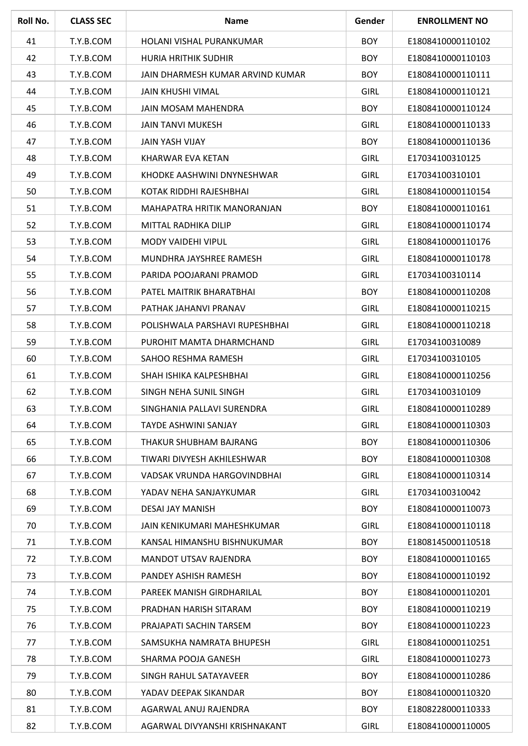| Roll No. | CLASS SEC | Name | Gender | ENROLLMENT NO |
|---|---|---|---|---|
| 41 | T.Y.B.COM | HOLANI VISHAL PURANKUMAR | BOY | E1808410000110102 |
| 42 | T.Y.B.COM | HURIA HRITHIK SUDHIR | BOY | E1808410000110103 |
| 43 | T.Y.B.COM | JAIN DHARMESH KUMAR ARVIND KUMAR | BOY | E1808410000110111 |
| 44 | T.Y.B.COM | JAIN KHUSHI VIMAL | GIRL | E1808410000110121 |
| 45 | T.Y.B.COM | JAIN MOSAM MAHENDRA | BOY | E1808410000110124 |
| 46 | T.Y.B.COM | JAIN TANVI MUKESH | GIRL | E1808410000110133 |
| 47 | T.Y.B.COM | JAIN YASH VIJAY | BOY | E1808410000110136 |
| 48 | T.Y.B.COM | KHARWAR EVA KETAN | GIRL | E17034100310125 |
| 49 | T.Y.B.COM | KHODKE AASHWINI DNYNESHWAR | GIRL | E17034100310101 |
| 50 | T.Y.B.COM | KOTAK RIDDHI RAJESHBHAI | GIRL | E1808410000110154 |
| 51 | T.Y.B.COM | MAHAPATRA HRITIK MANORANJAN | BOY | E1808410000110161 |
| 52 | T.Y.B.COM | MITTAL RADHIKA DILIP | GIRL | E1808410000110174 |
| 53 | T.Y.B.COM | MODY VAIDEHI VIPUL | GIRL | E1808410000110176 |
| 54 | T.Y.B.COM | MUNDHRA JAYSHREE RAMESH | GIRL | E1808410000110178 |
| 55 | T.Y.B.COM | PARIDA POOJARANI PRAMOD | GIRL | E17034100310114 |
| 56 | T.Y.B.COM | PATEL MAITRIK BHARATBHAI | BOY | E1808410000110208 |
| 57 | T.Y.B.COM | PATHAK JAHANVI PRANAV | GIRL | E1808410000110215 |
| 58 | T.Y.B.COM | POLISHWALA PARSHAVI RUPESHBHAI | GIRL | E1808410000110218 |
| 59 | T.Y.B.COM | PUROHIT MAMTA DHARMCHAND | GIRL | E17034100310089 |
| 60 | T.Y.B.COM | SAHOO RESHMA RAMESH | GIRL | E17034100310105 |
| 61 | T.Y.B.COM | SHAH ISHIKA KALPESHBHAI | GIRL | E1808410000110256 |
| 62 | T.Y.B.COM | SINGH NEHA SUNIL SINGH | GIRL | E17034100310109 |
| 63 | T.Y.B.COM | SINGHANIA PALLAVI SURENDRA | GIRL | E1808410000110289 |
| 64 | T.Y.B.COM | TAYDE ASHWINI SANJAY | GIRL | E1808410000110303 |
| 65 | T.Y.B.COM | THAKUR SHUBHAM BAJRANG | BOY | E1808410000110306 |
| 66 | T.Y.B.COM | TIWARI DIVYESH AKHILESHWAR | BOY | E1808410000110308 |
| 67 | T.Y.B.COM | VADSAK VRUNDA HARGOVINDBHAI | GIRL | E1808410000110314 |
| 68 | T.Y.B.COM | YADAV NEHA SANJAYKUMAR | GIRL | E17034100310042 |
| 69 | T.Y.B.COM | DESAI JAY MANISH | BOY | E1808410000110073 |
| 70 | T.Y.B.COM | JAIN KENIKUMARI MAHESHKUMAR | GIRL | E1808410000110118 |
| 71 | T.Y.B.COM | KANSAL HIMANSHU BISHNUKUMAR | BOY | E1808145000110518 |
| 72 | T.Y.B.COM | MANDOT UTSAV RAJENDRA | BOY | E1808410000110165 |
| 73 | T.Y.B.COM | PANDEY ASHISH RAMESH | BOY | E1808410000110192 |
| 74 | T.Y.B.COM | PAREEK MANISH GIRDHARILAL | BOY | E1808410000110201 |
| 75 | T.Y.B.COM | PRADHAN HARISH SITARAM | BOY | E1808410000110219 |
| 76 | T.Y.B.COM | PRAJAPATI SACHIN TARSEM | BOY | E1808410000110223 |
| 77 | T.Y.B.COM | SAMSUKHA NAMRATA BHUPESH | GIRL | E1808410000110251 |
| 78 | T.Y.B.COM | SHARMA POOJA GANESH | GIRL | E1808410000110273 |
| 79 | T.Y.B.COM | SINGH RAHUL SATAYAVEER | BOY | E1808410000110286 |
| 80 | T.Y.B.COM | YADAV DEEPAK SIKANDAR | BOY | E1808410000110320 |
| 81 | T.Y.B.COM | AGARWAL ANUJ RAJENDRA | BOY | E1808228000110333 |
| 82 | T.Y.B.COM | AGARWAL DIVYANSHI KRISHNAKANT | GIRL | E1808410000110005 |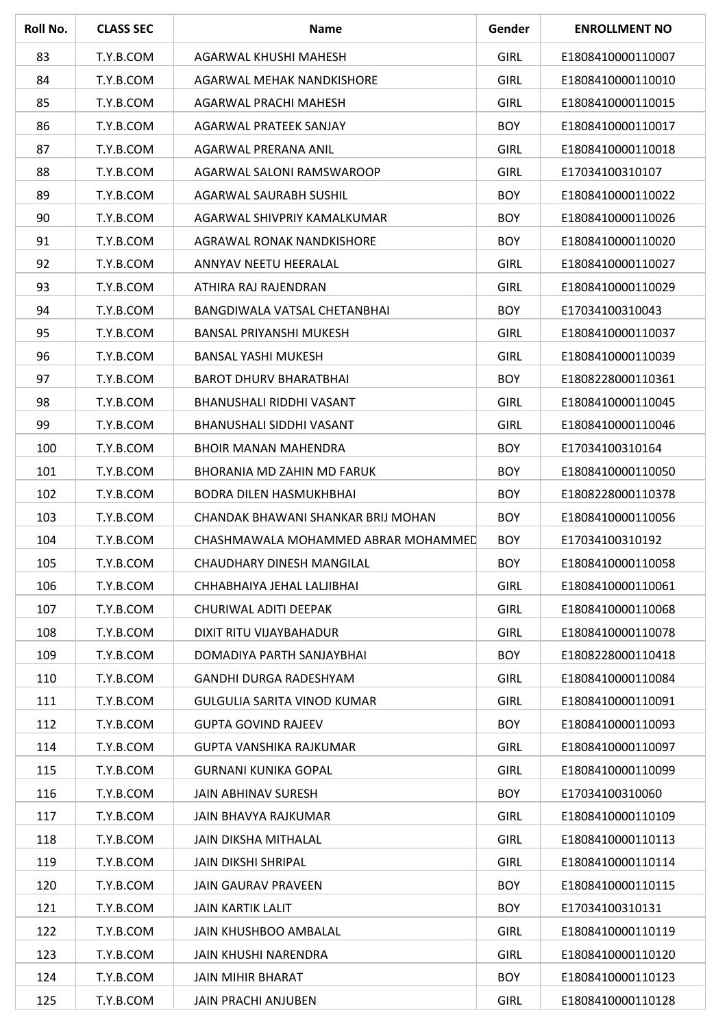| Roll No. | CLASS SEC | Name | Gender | ENROLLMENT NO |
|---|---|---|---|---|
| 83 | T.Y.B.COM | AGARWAL KHUSHI MAHESH | GIRL | E1808410000110007 |
| 84 | T.Y.B.COM | AGARWAL MEHAK NANDKISHORE | GIRL | E1808410000110010 |
| 85 | T.Y.B.COM | AGARWAL PRACHI MAHESH | GIRL | E1808410000110015 |
| 86 | T.Y.B.COM | AGARWAL PRATEEK SANJAY | BOY | E1808410000110017 |
| 87 | T.Y.B.COM | AGARWAL PRERANA ANIL | GIRL | E1808410000110018 |
| 88 | T.Y.B.COM | AGARWAL SALONI RAMSWAROOP | GIRL | E17034100310107 |
| 89 | T.Y.B.COM | AGARWAL SAURABH SUSHIL | BOY | E1808410000110022 |
| 90 | T.Y.B.COM | AGARWAL SHIVPRIY KAMALKUMAR | BOY | E1808410000110026 |
| 91 | T.Y.B.COM | AGRAWAL RONAK NANDKISHORE | BOY | E1808410000110020 |
| 92 | T.Y.B.COM | ANNYAV NEETU HEERALAL | GIRL | E1808410000110027 |
| 93 | T.Y.B.COM | ATHIRA RAJ RAJENDRAN | GIRL | E1808410000110029 |
| 94 | T.Y.B.COM | BANGDIWALA VATSAL CHETANBHAI | BOY | E17034100310043 |
| 95 | T.Y.B.COM | BANSAL PRIYANSHI MUKESH | GIRL | E1808410000110037 |
| 96 | T.Y.B.COM | BANSAL YASHI MUKESH | GIRL | E1808410000110039 |
| 97 | T.Y.B.COM | BAROT DHURV BHARATBHAI | BOY | E1808228000110361 |
| 98 | T.Y.B.COM | BHANUSHALI RIDDHI VASANT | GIRL | E1808410000110045 |
| 99 | T.Y.B.COM | BHANUSHALI SIDDHI VASANT | GIRL | E1808410000110046 |
| 100 | T.Y.B.COM | BHOIR MANAN MAHENDRA | BOY | E17034100310164 |
| 101 | T.Y.B.COM | BHORANIA MD ZAHIN MD FARUK | BOY | E1808410000110050 |
| 102 | T.Y.B.COM | BODRA DILEN HASMUKHBHAI | BOY | E1808228000110378 |
| 103 | T.Y.B.COM | CHANDAK BHAWANI SHANKAR BRIJ MOHAN | BOY | E1808410000110056 |
| 104 | T.Y.B.COM | CHASHMAWALA MOHAMMED ABRAR MOHAMMED | BOY | E17034100310192 |
| 105 | T.Y.B.COM | CHAUDHARY DINESH MANGILAL | BOY | E1808410000110058 |
| 106 | T.Y.B.COM | CHHABHAIYA JEHAL LALJIBHAI | GIRL | E1808410000110061 |
| 107 | T.Y.B.COM | CHURIWAL ADITI DEEPAK | GIRL | E1808410000110068 |
| 108 | T.Y.B.COM | DIXIT RITU VIJAYBAHADUR | GIRL | E1808410000110078 |
| 109 | T.Y.B.COM | DOMADIYA PARTH SANJAYBHAI | BOY | E1808228000110418 |
| 110 | T.Y.B.COM | GANDHI DURGA RADESHYAM | GIRL | E1808410000110084 |
| 111 | T.Y.B.COM | GULGULIA SARITA VINOD KUMAR | GIRL | E1808410000110091 |
| 112 | T.Y.B.COM | GUPTA GOVIND RAJEEV | BOY | E1808410000110093 |
| 114 | T.Y.B.COM | GUPTA VANSHIKA RAJKUMAR | GIRL | E1808410000110097 |
| 115 | T.Y.B.COM | GURNANI KUNIKA GOPAL | GIRL | E1808410000110099 |
| 116 | T.Y.B.COM | JAIN ABHINAV SURESH | BOY | E17034100310060 |
| 117 | T.Y.B.COM | JAIN BHAVYA RAJKUMAR | GIRL | E1808410000110109 |
| 118 | T.Y.B.COM | JAIN DIKSHA MITHALAL | GIRL | E1808410000110113 |
| 119 | T.Y.B.COM | JAIN DIKSHI SHRIPAL | GIRL | E1808410000110114 |
| 120 | T.Y.B.COM | JAIN GAURAV PRAVEEN | BOY | E1808410000110115 |
| 121 | T.Y.B.COM | JAIN KARTIK LALIT | BOY | E17034100310131 |
| 122 | T.Y.B.COM | JAIN KHUSHBOO AMBALAL | GIRL | E1808410000110119 |
| 123 | T.Y.B.COM | JAIN KHUSHI NARENDRA | GIRL | E1808410000110120 |
| 124 | T.Y.B.COM | JAIN MIHIR BHARAT | BOY | E1808410000110123 |
| 125 | T.Y.B.COM | JAIN PRACHI ANJUBEN | GIRL | E1808410000110128 |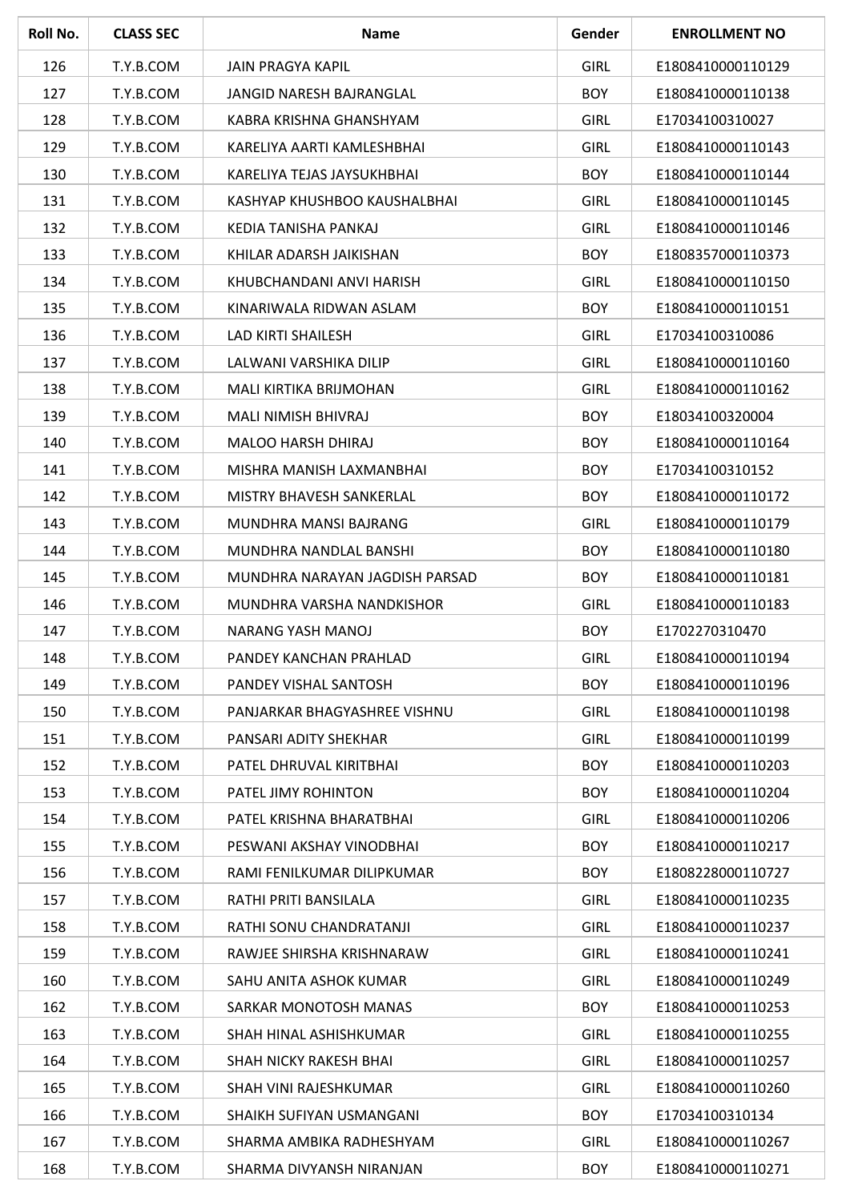| Roll No. | CLASS SEC | Name | Gender | ENROLLMENT NO |
|---|---|---|---|---|
| 126 | T.Y.B.COM | JAIN PRAGYA KAPIL | GIRL | E1808410000110129 |
| 127 | T.Y.B.COM | JANGID NARESH BAJRANGLAL | BOY | E1808410000110138 |
| 128 | T.Y.B.COM | KABRA KRISHNA GHANSHYAM | GIRL | E17034100310027 |
| 129 | T.Y.B.COM | KARELIYA AARTI KAMLESHBHAI | GIRL | E1808410000110143 |
| 130 | T.Y.B.COM | KARELIYA TEJAS JAYSUKHBHAI | BOY | E1808410000110144 |
| 131 | T.Y.B.COM | KASHYAP KHUSHBOO KAUSHALBHAI | GIRL | E1808410000110145 |
| 132 | T.Y.B.COM | KEDIA TANISHA PANKAJ | GIRL | E1808410000110146 |
| 133 | T.Y.B.COM | KHILAR ADARSH JAIKISHAN | BOY | E1808357000110373 |
| 134 | T.Y.B.COM | KHUBCHANDANI ANVI HARISH | GIRL | E1808410000110150 |
| 135 | T.Y.B.COM | KINARIWALA RIDWAN ASLAM | BOY | E1808410000110151 |
| 136 | T.Y.B.COM | LAD KIRTI SHAILESH | GIRL | E17034100310086 |
| 137 | T.Y.B.COM | LALWANI VARSHIKA DILIP | GIRL | E1808410000110160 |
| 138 | T.Y.B.COM | MALI KIRTIKA BRIJMOHAN | GIRL | E1808410000110162 |
| 139 | T.Y.B.COM | MALI NIMISH BHIVRAJ | BOY | E18034100320004 |
| 140 | T.Y.B.COM | MALOO HARSH DHIRAJ | BOY | E1808410000110164 |
| 141 | T.Y.B.COM | MISHRA MANISH LAXMANBHAI | BOY | E17034100310152 |
| 142 | T.Y.B.COM | MISTRY BHAVESH SANKERLAL | BOY | E1808410000110172 |
| 143 | T.Y.B.COM | MUNDHRA MANSI BAJRANG | GIRL | E1808410000110179 |
| 144 | T.Y.B.COM | MUNDHRA NANDLAL BANSHI | BOY | E1808410000110180 |
| 145 | T.Y.B.COM | MUNDHRA NARAYAN JAGDISH PARSAD | BOY | E1808410000110181 |
| 146 | T.Y.B.COM | MUNDHRA VARSHA NANDKISHOR | GIRL | E1808410000110183 |
| 147 | T.Y.B.COM | NARANG YASH MANOJ | BOY | E1702270310470 |
| 148 | T.Y.B.COM | PANDEY KANCHAN PRAHLAD | GIRL | E1808410000110194 |
| 149 | T.Y.B.COM | PANDEY VISHAL SANTOSH | BOY | E1808410000110196 |
| 150 | T.Y.B.COM | PANJARKAR BHAGYASHREE VISHNU | GIRL | E1808410000110198 |
| 151 | T.Y.B.COM | PANSARI ADITY SHEKHAR | GIRL | E1808410000110199 |
| 152 | T.Y.B.COM | PATEL DHRUVAL KIRITBHAI | BOY | E1808410000110203 |
| 153 | T.Y.B.COM | PATEL JIMY ROHINTON | BOY | E1808410000110204 |
| 154 | T.Y.B.COM | PATEL KRISHNA BHARATBHAI | GIRL | E1808410000110206 |
| 155 | T.Y.B.COM | PESWANI AKSHAY VINODBHAI | BOY | E1808410000110217 |
| 156 | T.Y.B.COM | RAMI FENILKUMAR DILIPKUMAR | BOY | E1808228000110727 |
| 157 | T.Y.B.COM | RATHI PRITI BANSILALA | GIRL | E1808410000110235 |
| 158 | T.Y.B.COM | RATHI SONU CHANDRATANJI | GIRL | E1808410000110237 |
| 159 | T.Y.B.COM | RAWJEE SHIRSHA KRISHNARAW | GIRL | E1808410000110241 |
| 160 | T.Y.B.COM | SAHU ANITA ASHOK KUMAR | GIRL | E1808410000110249 |
| 162 | T.Y.B.COM | SARKAR MONOTOSH MANAS | BOY | E1808410000110253 |
| 163 | T.Y.B.COM | SHAH HINAL ASHISHKUMAR | GIRL | E1808410000110255 |
| 164 | T.Y.B.COM | SHAH NICKY RAKESH BHAI | GIRL | E1808410000110257 |
| 165 | T.Y.B.COM | SHAH VINI RAJESHKUMAR | GIRL | E1808410000110260 |
| 166 | T.Y.B.COM | SHAIKH SUFIYAN USMANGANI | BOY | E17034100310134 |
| 167 | T.Y.B.COM | SHARMA AMBIKA RADHESHYAM | GIRL | E1808410000110267 |
| 168 | T.Y.B.COM | SHARMA DIVYANSH NIRANJAN | BOY | E1808410000110271 |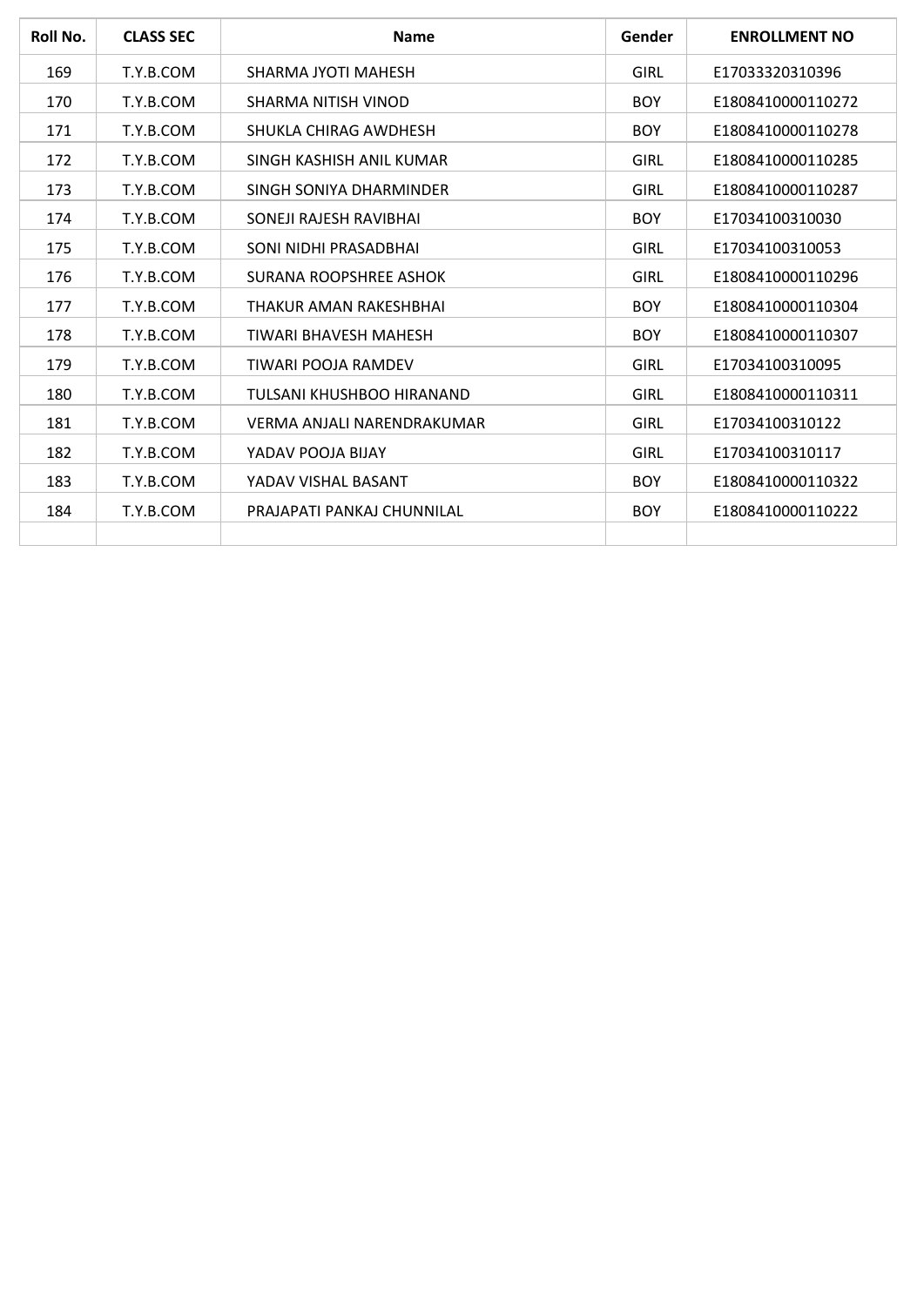| Roll No. | CLASS SEC | Name | Gender | ENROLLMENT NO |
|---|---|---|---|---|
| 169 | T.Y.B.COM | SHARMA JYOTI MAHESH | GIRL | E17033320310396 |
| 170 | T.Y.B.COM | SHARMA NITISH VINOD | BOY | E1808410000110272 |
| 171 | T.Y.B.COM | SHUKLA CHIRAG AWDHESH | BOY | E1808410000110278 |
| 172 | T.Y.B.COM | SINGH KASHISH ANIL KUMAR | GIRL | E1808410000110285 |
| 173 | T.Y.B.COM | SINGH SONIYA DHARMINDER | GIRL | E1808410000110287 |
| 174 | T.Y.B.COM | SONEJI RAJESH RAVIBHAI | BOY | E17034100310030 |
| 175 | T.Y.B.COM | SONI NIDHI PRASADBHAI | GIRL | E17034100310053 |
| 176 | T.Y.B.COM | SURANA ROOPSHREE ASHOK | GIRL | E1808410000110296 |
| 177 | T.Y.B.COM | THAKUR AMAN RAKESHBHAI | BOY | E1808410000110304 |
| 178 | T.Y.B.COM | TIWARI BHAVESH MAHESH | BOY | E1808410000110307 |
| 179 | T.Y.B.COM | TIWARI POOJA RAMDEV | GIRL | E17034100310095 |
| 180 | T.Y.B.COM | TULSANI KHUSHBOO HIRANAND | GIRL | E1808410000110311 |
| 181 | T.Y.B.COM | VERMA ANJALI NARENDRAKUMAR | GIRL | E17034100310122 |
| 182 | T.Y.B.COM | YADAV POOJA BIJAY | GIRL | E17034100310117 |
| 183 | T.Y.B.COM | YADAV VISHAL BASANT | BOY | E1808410000110322 |
| 184 | T.Y.B.COM | PRAJAPATI PANKAJ CHUNNILAL | BOY | E1808410000110222 |
| | | | | |